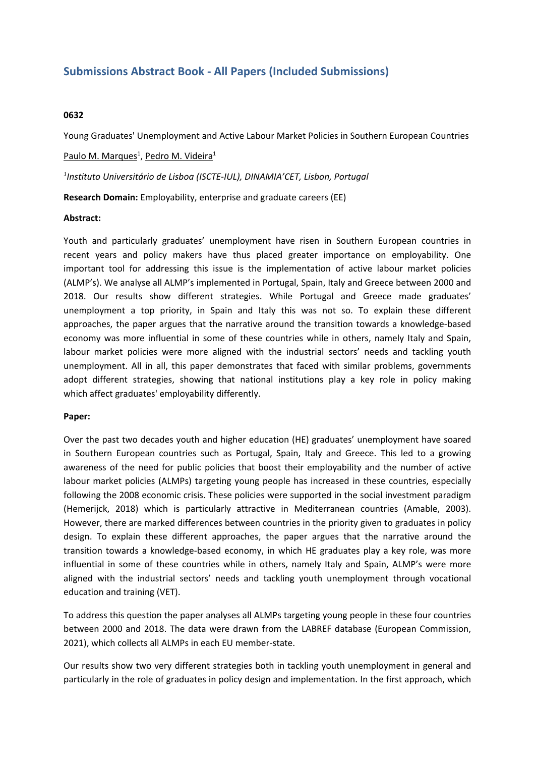# Submissions Abstract Book - All Papers (Included Submissions)

**0632**

Young Graduates' Unemployment and Active Labour Market Policies in Southern European Countries

Paulo M. Marques[1], Pedro M. Videira[1]

*[1]Instituto Universitário de Lisboa (ISCTE-IUL), DINAMIA'CET, Lisbon, Portugal*

**Research Domain:** Employability, enterprise and graduate careers (EE)

**Abstract:**

Youth and particularly graduates' unemployment have risen in Southern European countries in recent years and policy makers have thus placed greater importance on employability. One important tool for addressing this issue is the implementation of active labour market policies (ALMP's). We analyse all ALMP's implemented in Portugal, Spain, Italy and Greece between 2000 and 2018. Our results show different strategies. While Portugal and Greece made graduates' unemployment a top priority, in Spain and Italy this was not so. To explain these different approaches, the paper argues that the narrative around the transition towards a knowledge-based economy was more influential in some of these countries while in others, namely Italy and Spain, labour market policies were more aligned with the industrial sectors' needs and tackling youth unemployment. All in all, this paper demonstrates that faced with similar problems, governments adopt different strategies, showing that national institutions play a key role in policy making which affect graduates' employability differently.

**Paper:**

Over the past two decades youth and higher education (HE) graduates' unemployment have soared in Southern European countries such as Portugal, Spain, Italy and Greece. This led to a growing awareness of the need for public policies that boost their employability and the number of active labour market policies (ALMPs) targeting young people has increased in these countries, especially following the 2008 economic crisis. These policies were supported in the social investment paradigm (Hemerijck, 2018) which is particularly attractive in Mediterranean countries (Amable, 2003). However, there are marked differences between countries in the priority given to graduates in policy design. To explain these different approaches, the paper argues that the narrative around the transition towards a knowledge-based economy, in which HE graduates play a key role, was more influential in some of these countries while in others, namely Italy and Spain, ALMP's were more aligned with the industrial sectors' needs and tackling youth unemployment through vocational education and training (VET).

To address this question the paper analyses all ALMPs targeting young people in these four countries between 2000 and 2018. The data were drawn from the LABREF database (European Commission, 2021), which collects all ALMPs in each EU member-state.

Our results show two very different strategies both in tackling youth unemployment in general and particularly in the role of graduates in policy design and implementation. In the first approach, which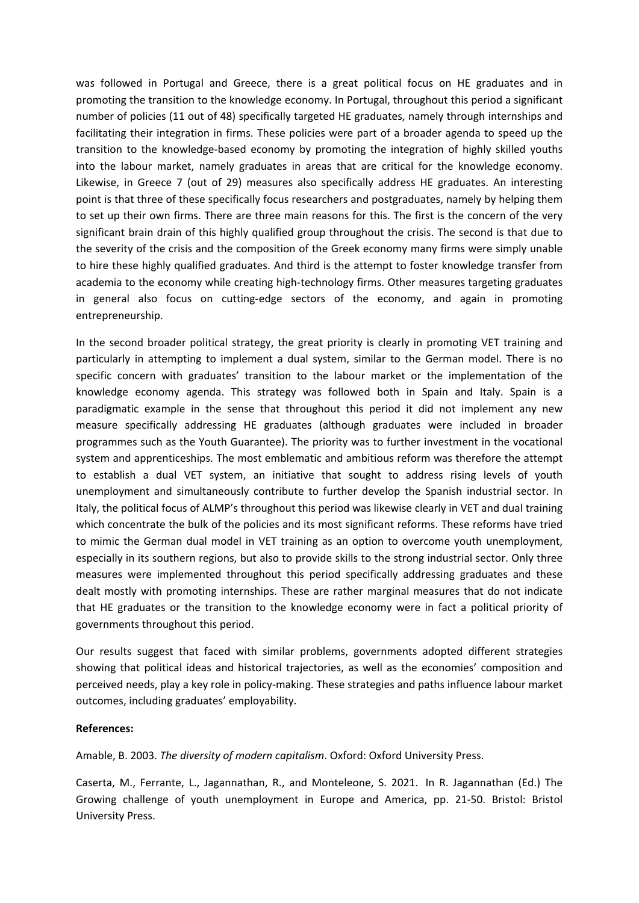was followed in Portugal and Greece, there is a great political focus on HE graduates and in promoting the transition to the knowledge economy. In Portugal, throughout this period a significant number of policies (11 out of 48) specifically targeted HE graduates, namely through internships and facilitating their integration in firms. These policies were part of a broader agenda to speed up the transition to the knowledge-based economy by promoting the integration of highly skilled youths into the labour market, namely graduates in areas that are critical for the knowledge economy. Likewise, in Greece 7 (out of 29) measures also specifically address HE graduates. An interesting point is that three of these specifically focus researchers and postgraduates, namely by helping them to set up their own firms. There are three main reasons for this. The first is the concern of the very significant brain drain of this highly qualified group throughout the crisis. The second is that due to the severity of the crisis and the composition of the Greek economy many firms were simply unable to hire these highly qualified graduates. And third is the attempt to foster knowledge transfer from academia to the economy while creating high-technology firms. Other measures targeting graduates in general also focus on cutting-edge sectors of the economy, and again in promoting entrepreneurship.

In the second broader political strategy, the great priority is clearly in promoting VET training and particularly in attempting to implement a dual system, similar to the German model. There is no specific concern with graduates' transition to the labour market or the implementation of the knowledge economy agenda. This strategy was followed both in Spain and Italy. Spain is a paradigmatic example in the sense that throughout this period it did not implement any new measure specifically addressing HE graduates (although graduates were included in broader programmes such as the Youth Guarantee). The priority was to further investment in the vocational system and apprenticeships. The most emblematic and ambitious reform was therefore the attempt to establish a dual VET system, an initiative that sought to address rising levels of youth unemployment and simultaneously contribute to further develop the Spanish industrial sector. In Italy, the political focus of ALMP's throughout this period was likewise clearly in VET and dual training which concentrate the bulk of the policies and its most significant reforms. These reforms have tried to mimic the German dual model in VET training as an option to overcome youth unemployment, especially in its southern regions, but also to provide skills to the strong industrial sector. Only three measures were implemented throughout this period specifically addressing graduates and these dealt mostly with promoting internships. These are rather marginal measures that do not indicate that HE graduates or the transition to the knowledge economy were in fact a political priority of governments throughout this period.

Our results suggest that faced with similar problems, governments adopted different strategies showing that political ideas and historical trajectories, as well as the economies' composition and perceived needs, play a key role in policy-making. These strategies and paths influence labour market outcomes, including graduates' employability.

**References:**

Amable, B. 2003. *The diversity of modern capitalism*. Oxford: Oxford University Press.

Caserta, M., Ferrante, L., Jagannathan, R., and Monteleone, S. 2021. In R. Jagannathan (Ed.) The Growing challenge of youth unemployment in Europe and America, pp. 21-50. Bristol: Bristol University Press.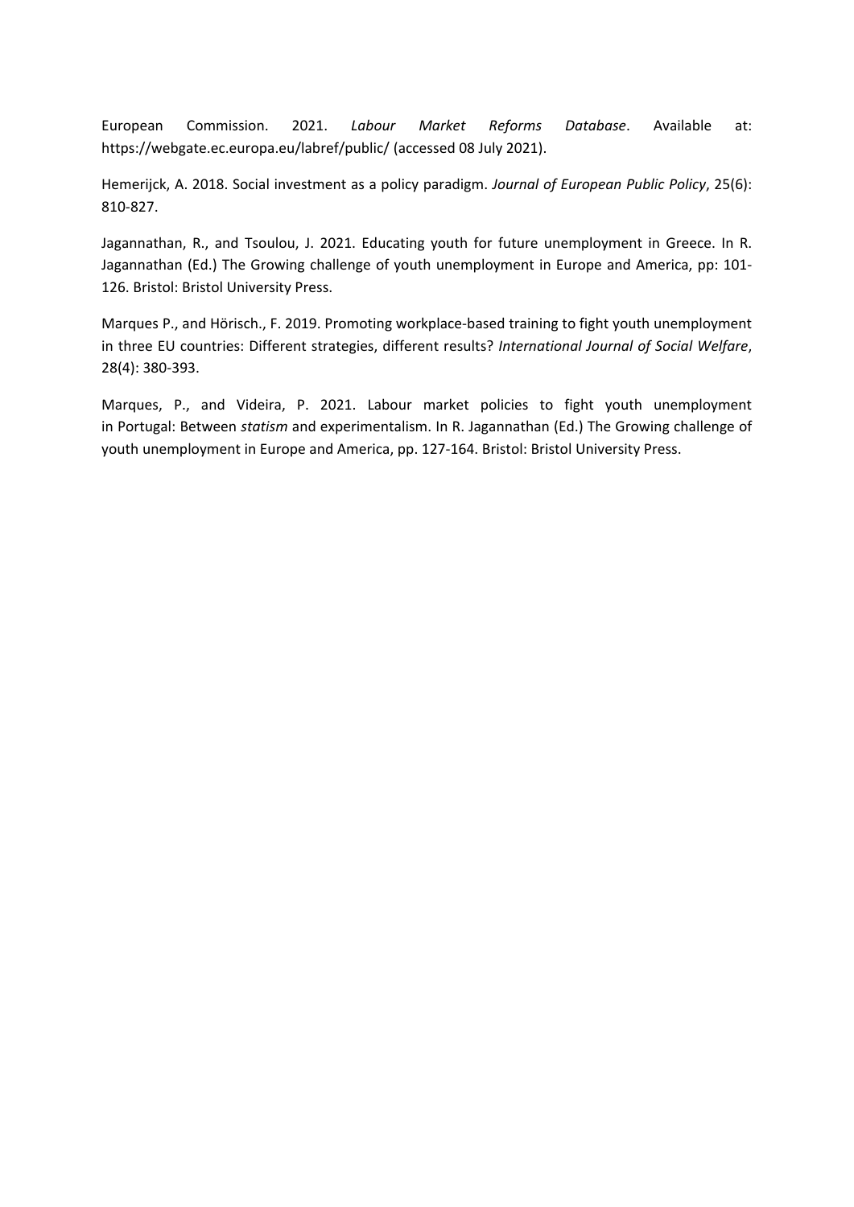European Commission. 2021. *Labour Market Reforms Database*. Available at: https://webgate.ec.europa.eu/labref/public/ (accessed 08 July 2021).

Hemerijck, A. 2018. Social investment as a policy paradigm. *Journal of European Public Policy*, 25(6): 810-827.

Jagannathan, R., and Tsoulou, J. 2021. Educating youth for future unemployment in Greece. In R. Jagannathan (Ed.) The Growing challenge of youth unemployment in Europe and America, pp: 101-126. Bristol: Bristol University Press.

Marques P., and Hörisch., F. 2019. Promoting workplace-based training to fight youth unemployment in three EU countries: Different strategies, different results? *International Journal of Social Welfare*, 28(4): 380-393.

Marques, P., and Videira, P. 2021. Labour market policies to fight youth unemployment in Portugal: Between *statism* and experimentalism. In R. Jagannathan (Ed.) The Growing challenge of youth unemployment in Europe and America, pp. 127-164. Bristol: Bristol University Press.